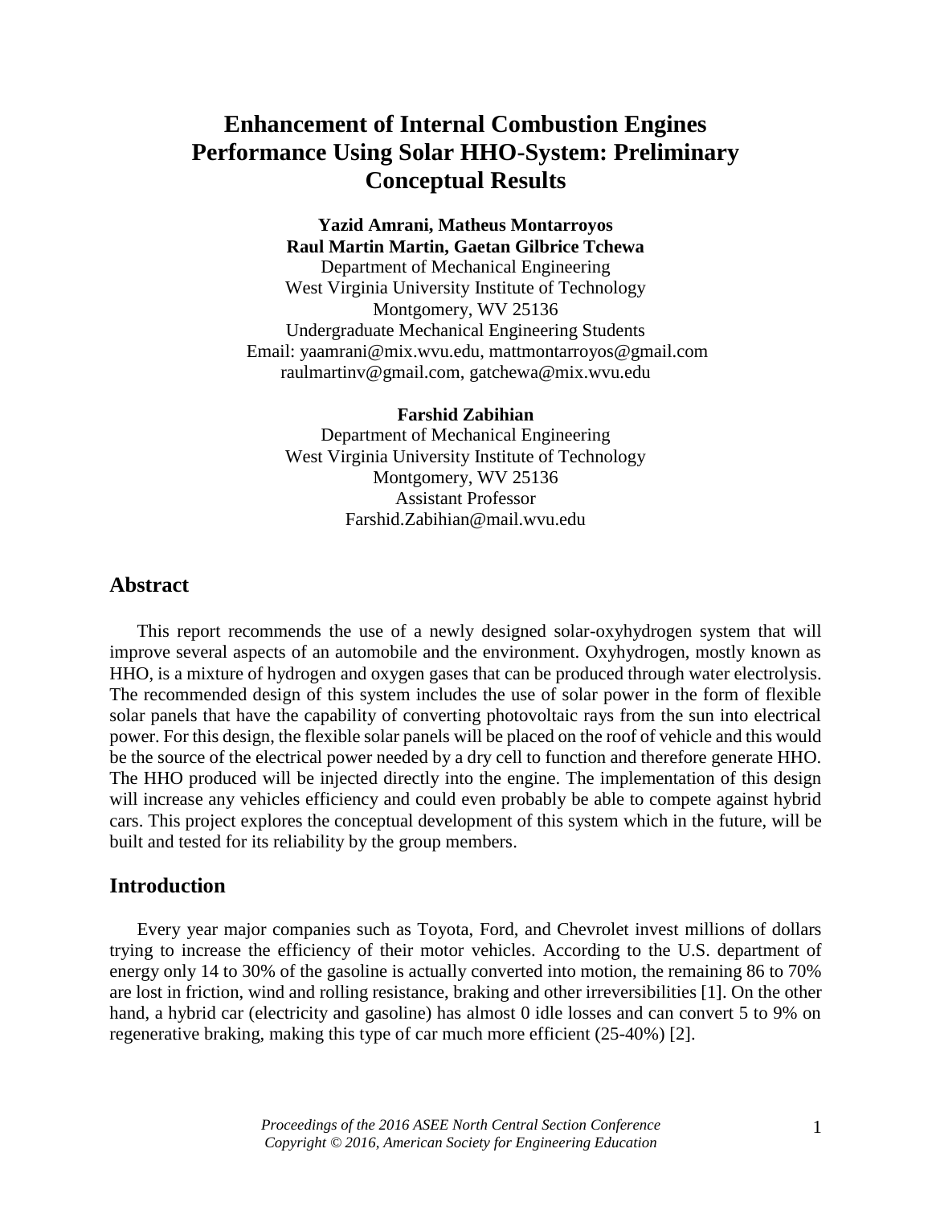# Enhancement of Internal Combustion Engines Performance Using Solar HHO-System: Preliminary Conceptual Results

**Yazid Amrani, Matheus Montarroyos**
**Raul Martin Martin, Gaetan Gilbrice Tchewa**
Department of Mechanical Engineering
West Virginia University Institute of Technology
Montgomery, WV 25136
Undergraduate Mechanical Engineering Students
Email: yaamrani@mix.wvu.edu, mattmontarroyos@gmail.com
raulmartinv@gmail.com, gatchewa@mix.wvu.edu

**Farshid Zabihian**
Department of Mechanical Engineering
West Virginia University Institute of Technology
Montgomery, WV 25136
Assistant Professor
Farshid.Zabihian@mail.wvu.edu

## Abstract

This report recommends the use of a newly designed solar-oxyhydrogen system that will improve several aspects of an automobile and the environment. Oxyhydrogen, mostly known as HHO, is a mixture of hydrogen and oxygen gases that can be produced through water electrolysis. The recommended design of this system includes the use of solar power in the form of flexible solar panels that have the capability of converting photovoltaic rays from the sun into electrical power. For this design, the flexible solar panels will be placed on the roof of vehicle and this would be the source of the electrical power needed by a dry cell to function and therefore generate HHO. The HHO produced will be injected directly into the engine. The implementation of this design will increase any vehicles efficiency and could even probably be able to compete against hybrid cars. This project explores the conceptual development of this system which in the future, will be built and tested for its reliability by the group members.

## Introduction

Every year major companies such as Toyota, Ford, and Chevrolet invest millions of dollars trying to increase the efficiency of their motor vehicles. According to the U.S. department of energy only 14 to 30% of the gasoline is actually converted into motion, the remaining 86 to 70% are lost in friction, wind and rolling resistance, braking and other irreversibilities [1]. On the other hand, a hybrid car (electricity and gasoline) has almost 0 idle losses and can convert 5 to 9% on regenerative braking, making this type of car much more efficient (25-40%) [2].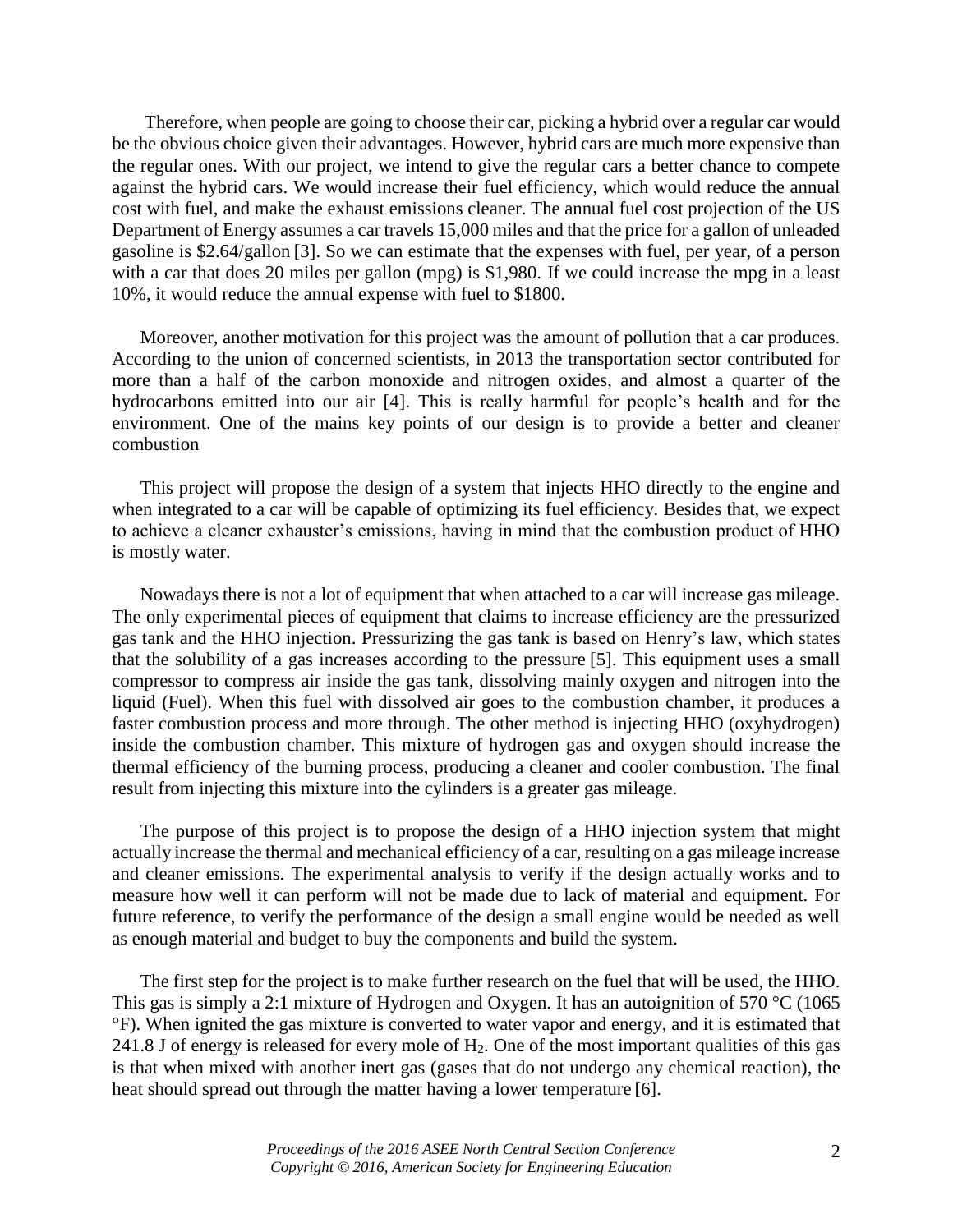Therefore, when people are going to choose their car, picking a hybrid over a regular car would be the obvious choice given their advantages. However, hybrid cars are much more expensive than the regular ones. With our project, we intend to give the regular cars a better chance to compete against the hybrid cars. We would increase their fuel efficiency, which would reduce the annual cost with fuel, and make the exhaust emissions cleaner. The annual fuel cost projection of the US Department of Energy assumes a car travels 15,000 miles and that the price for a gallon of unleaded gasoline is $2.64/gallon [3]. So we can estimate that the expenses with fuel, per year, of a person with a car that does 20 miles per gallon (mpg) is $1,980. If we could increase the mpg in a least 10%, it would reduce the annual expense with fuel to $1800.

Moreover, another motivation for this project was the amount of pollution that a car produces. According to the union of concerned scientists, in 2013 the transportation sector contributed for more than a half of the carbon monoxide and nitrogen oxides, and almost a quarter of the hydrocarbons emitted into our air [4]. This is really harmful for people's health and for the environment. One of the mains key points of our design is to provide a better and cleaner combustion

This project will propose the design of a system that injects HHO directly to the engine and when integrated to a car will be capable of optimizing its fuel efficiency. Besides that, we expect to achieve a cleaner exhauster's emissions, having in mind that the combustion product of HHO is mostly water.

Nowadays there is not a lot of equipment that when attached to a car will increase gas mileage. The only experimental pieces of equipment that claims to increase efficiency are the pressurized gas tank and the HHO injection. Pressurizing the gas tank is based on Henry's law, which states that the solubility of a gas increases according to the pressure [5]. This equipment uses a small compressor to compress air inside the gas tank, dissolving mainly oxygen and nitrogen into the liquid (Fuel). When this fuel with dissolved air goes to the combustion chamber, it produces a faster combustion process and more through. The other method is injecting HHO (oxyhydrogen) inside the combustion chamber. This mixture of hydrogen gas and oxygen should increase the thermal efficiency of the burning process, producing a cleaner and cooler combustion. The final result from injecting this mixture into the cylinders is a greater gas mileage.

The purpose of this project is to propose the design of a HHO injection system that might actually increase the thermal and mechanical efficiency of a car, resulting on a gas mileage increase and cleaner emissions. The experimental analysis to verify if the design actually works and to measure how well it can perform will not be made due to lack of material and equipment. For future reference, to verify the performance of the design a small engine would be needed as well as enough material and budget to buy the components and build the system.

The first step for the project is to make further research on the fuel that will be used, the HHO. This gas is simply a 2:1 mixture of Hydrogen and Oxygen. It has an autoignition of 570 °C (1065 °F). When ignited the gas mixture is converted to water vapor and energy, and it is estimated that 241.8 J of energy is released for every mole of $H_2$. One of the most important qualities of this gas is that when mixed with another inert gas (gases that do not undergo any chemical reaction), the heat should spread out through the matter having a lower temperature [6].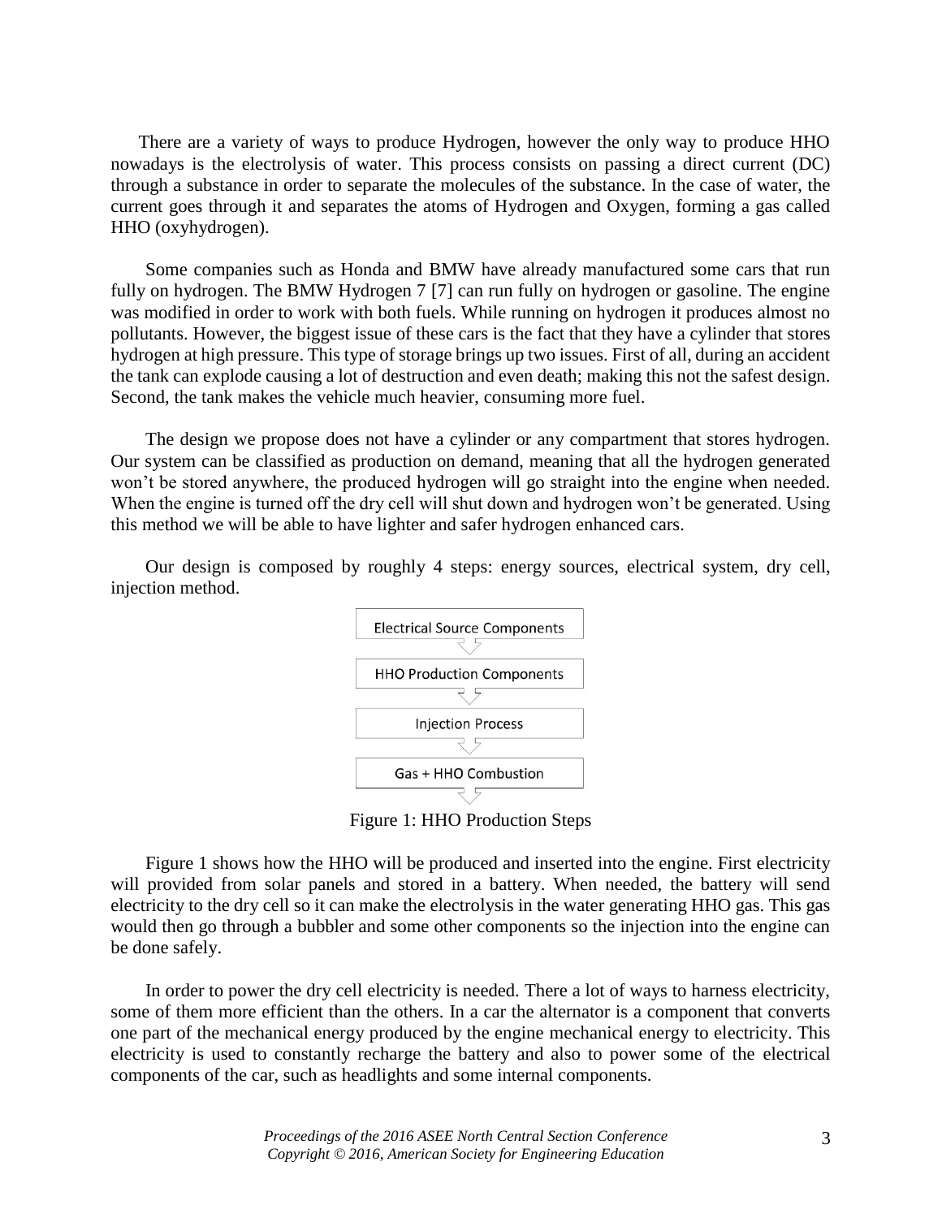There are a variety of ways to produce Hydrogen, however the only way to produce HHO nowadays is the electrolysis of water. This process consists on passing a direct current (DC) through a substance in order to separate the molecules of the substance. In the case of water, the current goes through it and separates the atoms of Hydrogen and Oxygen, forming a gas called HHO (oxyhydrogen).

Some companies such as Honda and BMW have already manufactured some cars that run fully on hydrogen. The BMW Hydrogen 7 [7] can run fully on hydrogen or gasoline. The engine was modified in order to work with both fuels. While running on hydrogen it produces almost no pollutants. However, the biggest issue of these cars is the fact that they have a cylinder that stores hydrogen at high pressure. This type of storage brings up two issues. First of all, during an accident the tank can explode causing a lot of destruction and even death; making this not the safest design. Second, the tank makes the vehicle much heavier, consuming more fuel.

The design we propose does not have a cylinder or any compartment that stores hydrogen. Our system can be classified as production on demand, meaning that all the hydrogen generated won't be stored anywhere, the produced hydrogen will go straight into the engine when needed. When the engine is turned off the dry cell will shut down and hydrogen won't be generated. Using this method we will be able to have lighter and safer hydrogen enhanced cars.

Our design is composed by roughly 4 steps: energy sources, electrical system, dry cell, injection method.

Electrical Source Components

↓

HHO Production Components

↓

Injection Process

↓

Gas + HHO Combustion

↓

Figure 1: HHO Production Steps

Figure 1 shows how the HHO will be produced and inserted into the engine. First electricity will provided from solar panels and stored in a battery. When needed, the battery will send electricity to the dry cell so it can make the electrolysis in the water generating HHO gas. This gas would then go through a bubbler and some other components so the injection into the engine can be done safely.

In order to power the dry cell electricity is needed. There a lot of ways to harness electricity, some of them more efficient than the others. In a car the alternator is a component that converts one part of the mechanical energy produced by the engine mechanical energy to electricity. This electricity is used to constantly recharge the battery and also to power some of the electrical components of the car, such as headlights and some internal components.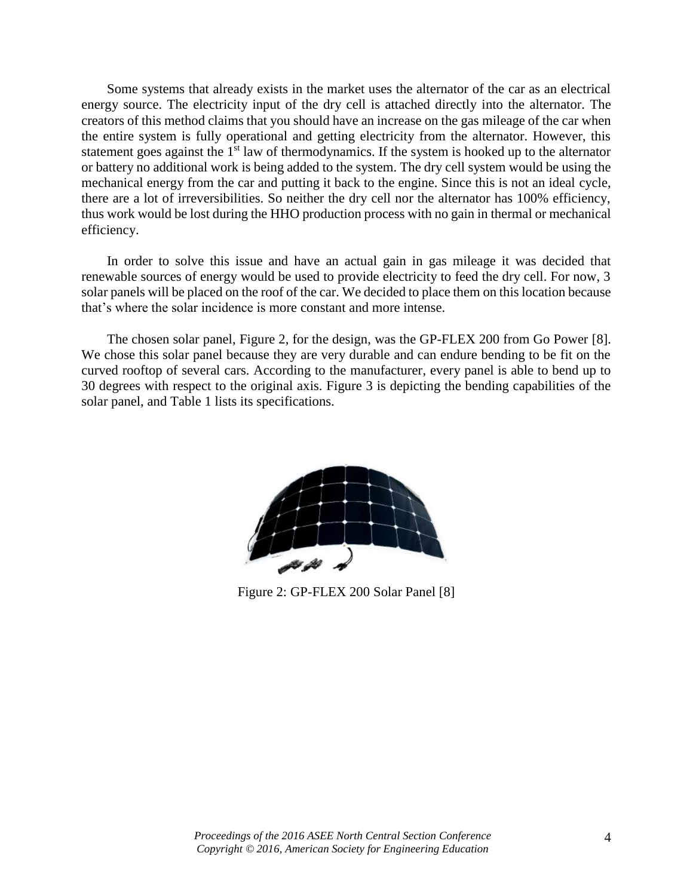Some systems that already exists in the market uses the alternator of the car as an electrical energy source. The electricity input of the dry cell is attached directly into the alternator. The creators of this method claims that you should have an increase on the gas mileage of the car when the entire system is fully operational and getting electricity from the alternator. However, this statement goes against the 1st law of thermodynamics. If the system is hooked up to the alternator or battery no additional work is being added to the system. The dry cell system would be using the mechanical energy from the car and putting it back to the engine. Since this is not an ideal cycle, there are a lot of irreversibilities. So neither the dry cell nor the alternator has 100% efficiency, thus work would be lost during the HHO production process with no gain in thermal or mechanical efficiency.

In order to solve this issue and have an actual gain in gas mileage it was decided that renewable sources of energy would be used to provide electricity to feed the dry cell. For now, 3 solar panels will be placed on the roof of the car. We decided to place them on this location because that's where the solar incidence is more constant and more intense.

The chosen solar panel, Figure 2, for the design, was the GP-FLEX 200 from Go Power [8]. We chose this solar panel because they are very durable and can endure bending to be fit on the curved rooftop of several cars. According to the manufacturer, every panel is able to bend up to 30 degrees with respect to the original axis. Figure 3 is depicting the bending capabilities of the solar panel, and Table 1 lists its specifications.

Figure 2: GP-FLEX 200 Solar Panel [8]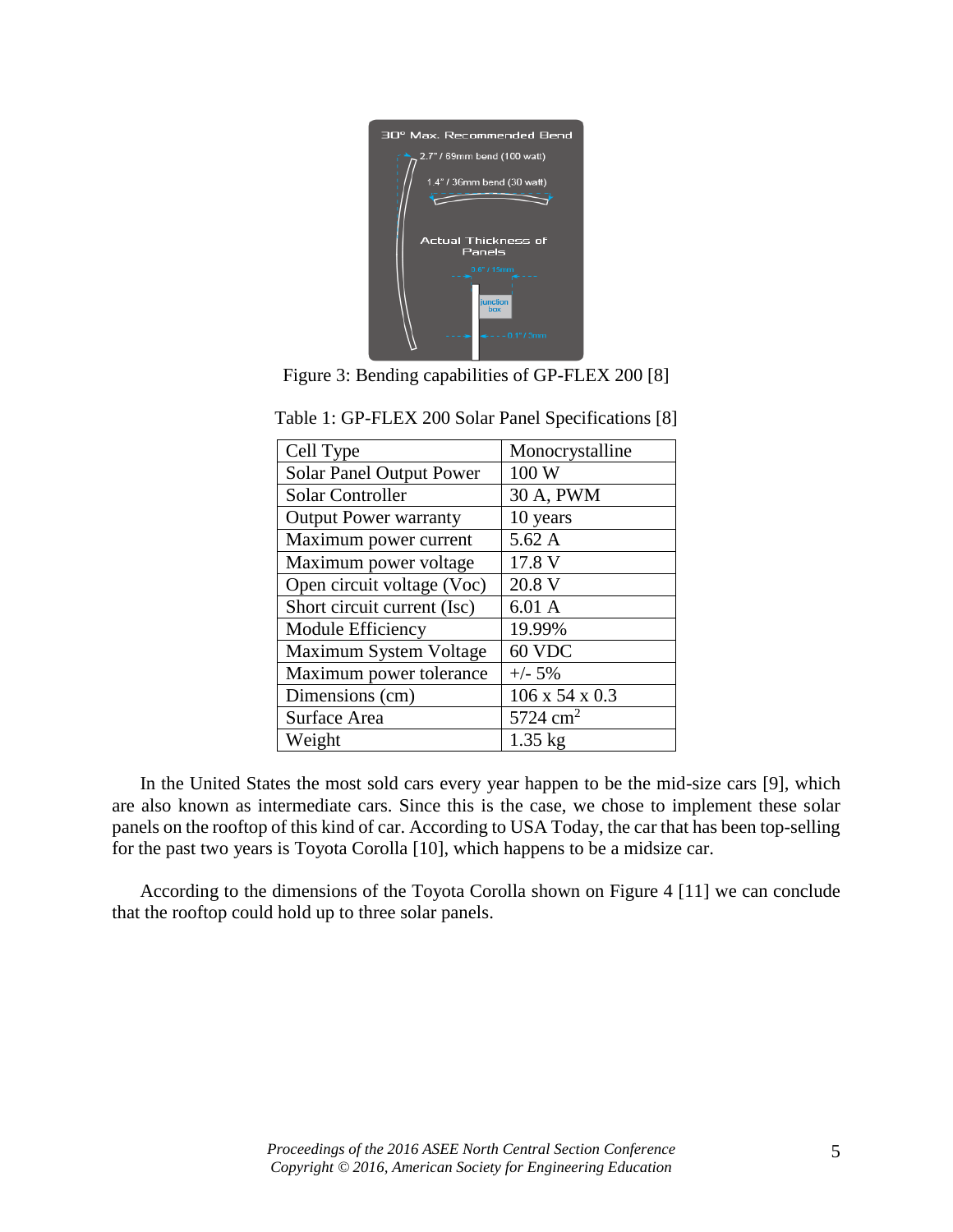Figure 3: Bending capabilities of GP-FLEX 200 [8]

Table 1: GP-FLEX 200 Solar Panel Specifications [8]

| Cell Type | Monocrystalline |
|---|---|
| Solar Panel Output Power | 100 W |
| Solar Controller | 30 A, PWM |
| Output Power warranty | 10 years |
| Maximum power current | 5.62 A |
| Maximum power voltage | 17.8 V |
| Open circuit voltage (Voc) | 20.8 V |
| Short circuit current (Isc) | 6.01 A |
| Module Efficiency | 19.99% |
| Maximum System Voltage | 60 VDC |
| Maximum power tolerance | +/- 5% |
| Dimensions (cm) | 106 x 54 x 0.3 |
| Surface Area | 5724 $cm^2$ |
| Weight | 1.35 kg |

In the United States the most sold cars every year happen to be the mid-size cars [9], which are also known as intermediate cars. Since this is the case, we chose to implement these solar panels on the rooftop of this kind of car. According to USA Today, the car that has been top-selling for the past two years is Toyota Corolla [10], which happens to be a midsize car.

According to the dimensions of the Toyota Corolla shown on Figure 4 [11] we can conclude that the rooftop could hold up to three solar panels.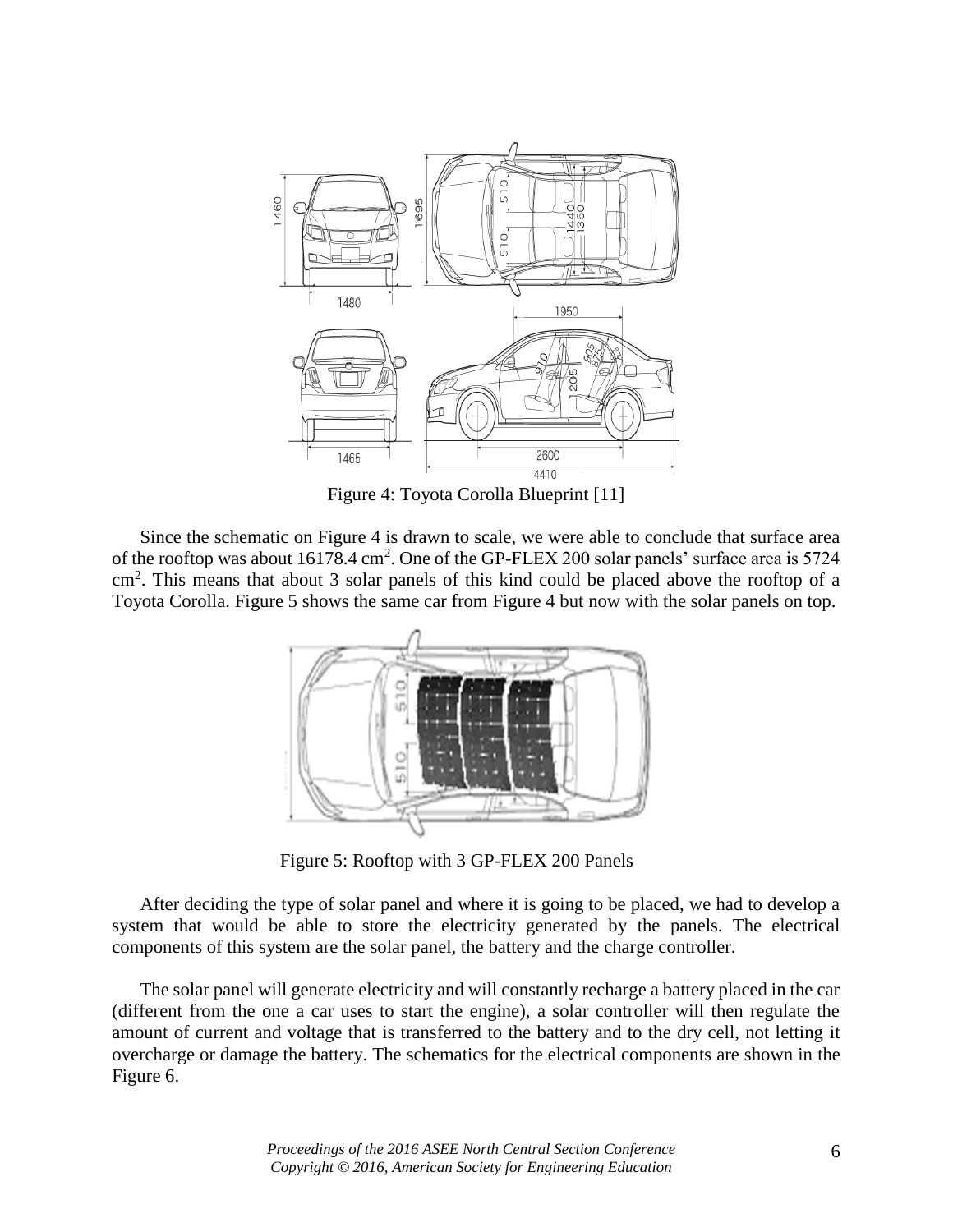Figure 4: Toyota Corolla Blueprint [11]

Since the schematic on Figure 4 is drawn to scale, we were able to conclude that surface area of the rooftop was about 16178.4 $cm^2$. One of the GP-FLEX 200 solar panels' surface area is 5724 $cm^2$. This means that about 3 solar panels of this kind could be placed above the rooftop of a Toyota Corolla. Figure 5 shows the same car from Figure 4 but now with the solar panels on top.

Figure 5: Rooftop with 3 GP-FLEX 200 Panels

After deciding the type of solar panel and where it is going to be placed, we had to develop a system that would be able to store the electricity generated by the panels. The electrical components of this system are the solar panel, the battery and the charge controller.

The solar panel will generate electricity and will constantly recharge a battery placed in the car (different from the one a car uses to start the engine), a solar controller will then regulate the amount of current and voltage that is transferred to the battery and to the dry cell, not letting it overcharge or damage the battery. The schematics for the electrical components are shown in the Figure 6.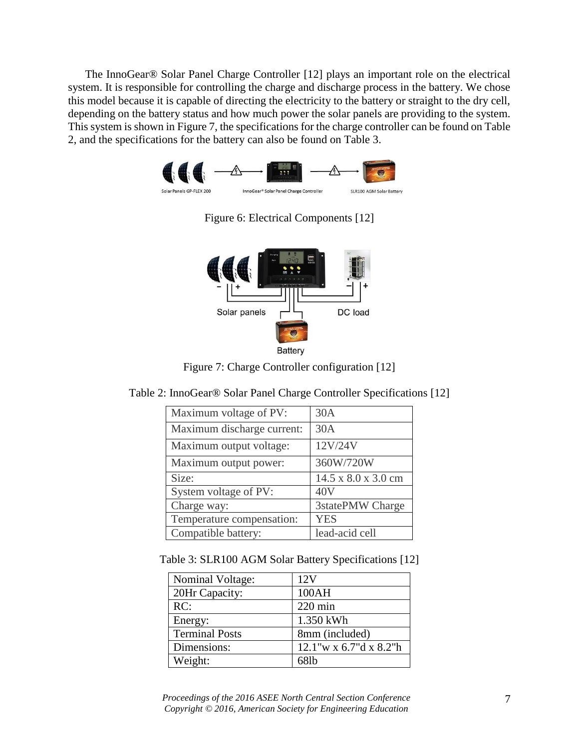The InnoGear® Solar Panel Charge Controller [12] plays an important role on the electrical system. It is responsible for controlling the charge and discharge process in the battery. We chose this model because it is capable of directing the electricity to the battery or straight to the dry cell, depending on the battery status and how much power the solar panels are providing to the system. This system is shown in Figure 7, the specifications for the charge controller can be found on Table 2, and the specifications for the battery can also be found on Table 3.

Figure 6: Electrical Components [12]

Figure 7: Charge Controller configuration [12]

Table 2: InnoGear® Solar Panel Charge Controller Specifications [12]

| | |
|---|---|
| Maximum voltage of PV: | 30A |
| Maximum discharge current: | 30A |
| Maximum output voltage: | 12V/24V |
| Maximum output power: | 360W/720W |
| Size: | 14.5 x 8.0 x 3.0 cm |
| System voltage of PV: | 40V |
| Charge way: | 3statePMW Charge |
| Temperature compensation: | YES |
| Compatible battery: | lead-acid cell |

Table 3: SLR100 AGM Solar Battery Specifications [12]

| | |
|---|---|
| Nominal Voltage: | 12V |
| 20Hr Capacity: | 100AH |
| RC: | 220 min |
| Energy: | 1.350 kWh |
| Terminal Posts | 8mm (included) |
| Dimensions: | 12.1"w x 6.7"d x 8.2"h |
| Weight: | 68lb |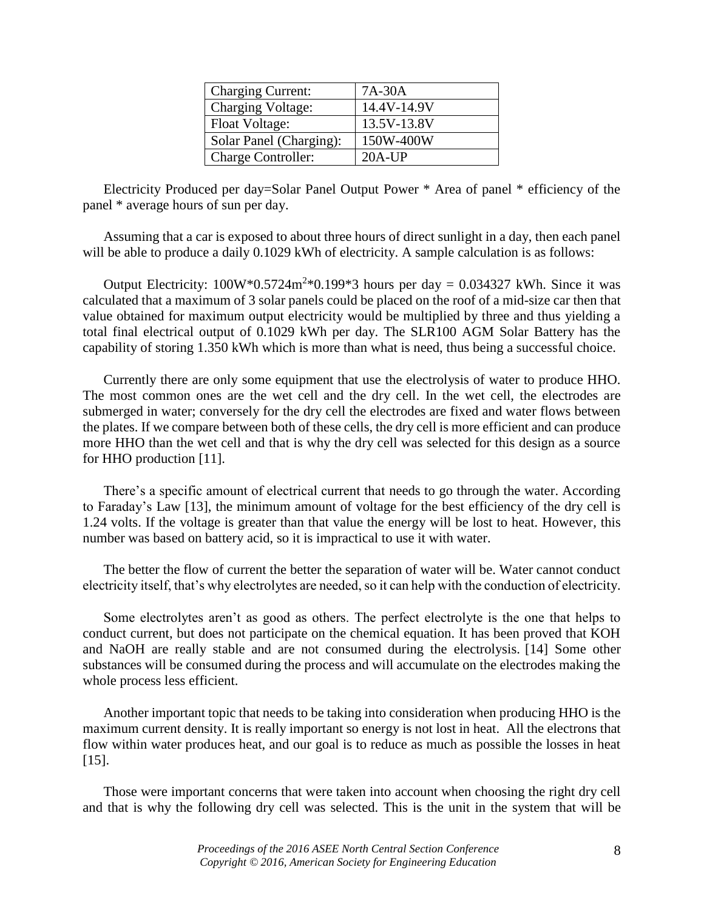| Charging Current: | 7A-30A |
| --- | --- |
| Charging Voltage: | 14.4V-14.9V |
| Float Voltage: | 13.5V-13.8V |
| Solar Panel (Charging): | 150W-400W |
| Charge Controller: | 20A-UP |

Electricity Produced per day=Solar Panel Output Power * Area of panel * efficiency of the panel * average hours of sun per day.

Assuming that a car is exposed to about three hours of direct sunlight in a day, then each panel will be able to produce a daily 0.1029 kWh of electricity. A sample calculation is as follows:

Output Electricity: $100W*0.5724m^2*0.199*3$ hours per day = 0.034327 kWh. Since it was calculated that a maximum of 3 solar panels could be placed on the roof of a mid-size car then that value obtained for maximum output electricity would be multiplied by three and thus yielding a total final electrical output of 0.1029 kWh per day. The SLR100 AGM Solar Battery has the capability of storing 1.350 kWh which is more than what is need, thus being a successful choice.

Currently there are only some equipment that use the electrolysis of water to produce HHO. The most common ones are the wet cell and the dry cell. In the wet cell, the electrodes are submerged in water; conversely for the dry cell the electrodes are fixed and water flows between the plates. If we compare between both of these cells, the dry cell is more efficient and can produce more HHO than the wet cell and that is why the dry cell was selected for this design as a source for HHO production [11].

There's a specific amount of electrical current that needs to go through the water. According to Faraday's Law [13], the minimum amount of voltage for the best efficiency of the dry cell is 1.24 volts. If the voltage is greater than that value the energy will be lost to heat. However, this number was based on battery acid, so it is impractical to use it with water.

The better the flow of current the better the separation of water will be. Water cannot conduct electricity itself, that's why electrolytes are needed, so it can help with the conduction of electricity.

Some electrolytes aren't as good as others. The perfect electrolyte is the one that helps to conduct current, but does not participate on the chemical equation. It has been proved that KOH and NaOH are really stable and are not consumed during the electrolysis. [14] Some other substances will be consumed during the process and will accumulate on the electrodes making the whole process less efficient.

Another important topic that needs to be taking into consideration when producing HHO is the maximum current density. It is really important so energy is not lost in heat. All the electrons that flow within water produces heat, and our goal is to reduce as much as possible the losses in heat [15].

Those were important concerns that were taken into account when choosing the right dry cell and that is why the following dry cell was selected. This is the unit in the system that will be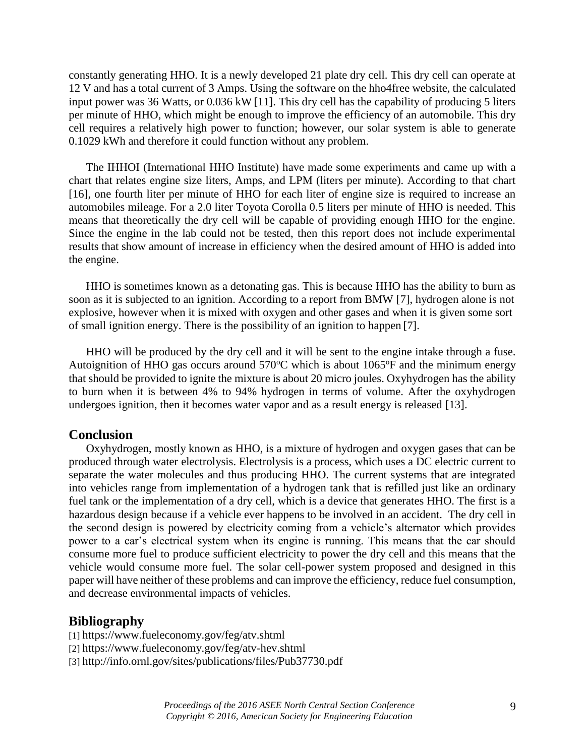constantly generating HHO. It is a newly developed 21 plate dry cell. This dry cell can operate at 12 V and has a total current of 3 Amps. Using the software on the hho4free website, the calculated input power was 36 Watts, or 0.036 kW [11]. This dry cell has the capability of producing 5 liters per minute of HHO, which might be enough to improve the efficiency of an automobile. This dry cell requires a relatively high power to function; however, our solar system is able to generate 0.1029 kWh and therefore it could function without any problem.

The IHHOI (International HHO Institute) have made some experiments and came up with a chart that relates engine size liters, Amps, and LPM (liters per minute). According to that chart [16], one fourth liter per minute of HHO for each liter of engine size is required to increase an automobiles mileage. For a 2.0 liter Toyota Corolla 0.5 liters per minute of HHO is needed. This means that theoretically the dry cell will be capable of providing enough HHO for the engine. Since the engine in the lab could not be tested, then this report does not include experimental results that show amount of increase in efficiency when the desired amount of HHO is added into the engine.

HHO is sometimes known as a detonating gas. This is because HHO has the ability to burn as soon as it is subjected to an ignition. According to a report from BMW [7], hydrogen alone is not explosive, however when it is mixed with oxygen and other gases and when it is given some sort of small ignition energy. There is the possibility of an ignition to happen [7].

HHO will be produced by the dry cell and it will be sent to the engine intake through a fuse. Autoignition of HHO gas occurs around 570ºC which is about 1065ºF and the minimum energy that should be provided to ignite the mixture is about 20 micro joules. Oxyhydrogen has the ability to burn when it is between 4% to 94% hydrogen in terms of volume. After the oxyhydrogen undergoes ignition, then it becomes water vapor and as a result energy is released [13].

## Conclusion

Oxyhydrogen, mostly known as HHO, is a mixture of hydrogen and oxygen gases that can be produced through water electrolysis. Electrolysis is a process, which uses a DC electric current to separate the water molecules and thus producing HHO. The current systems that are integrated into vehicles range from implementation of a hydrogen tank that is refilled just like an ordinary fuel tank or the implementation of a dry cell, which is a device that generates HHO. The first is a hazardous design because if a vehicle ever happens to be involved in an accident. The dry cell in the second design is powered by electricity coming from a vehicle's alternator which provides power to a car's electrical system when its engine is running. This means that the car should consume more fuel to produce sufficient electricity to power the dry cell and this means that the vehicle would consume more fuel. The solar cell-power system proposed and designed in this paper will have neither of these problems and can improve the efficiency, reduce fuel consumption, and decrease environmental impacts of vehicles.

## Bibliography

[1] https://www.fueleconomy.gov/feg/atv.shtml
[2] https://www.fueleconomy.gov/feg/atv-hev.shtml
[3] http://info.ornl.gov/sites/publications/files/Pub37730.pdf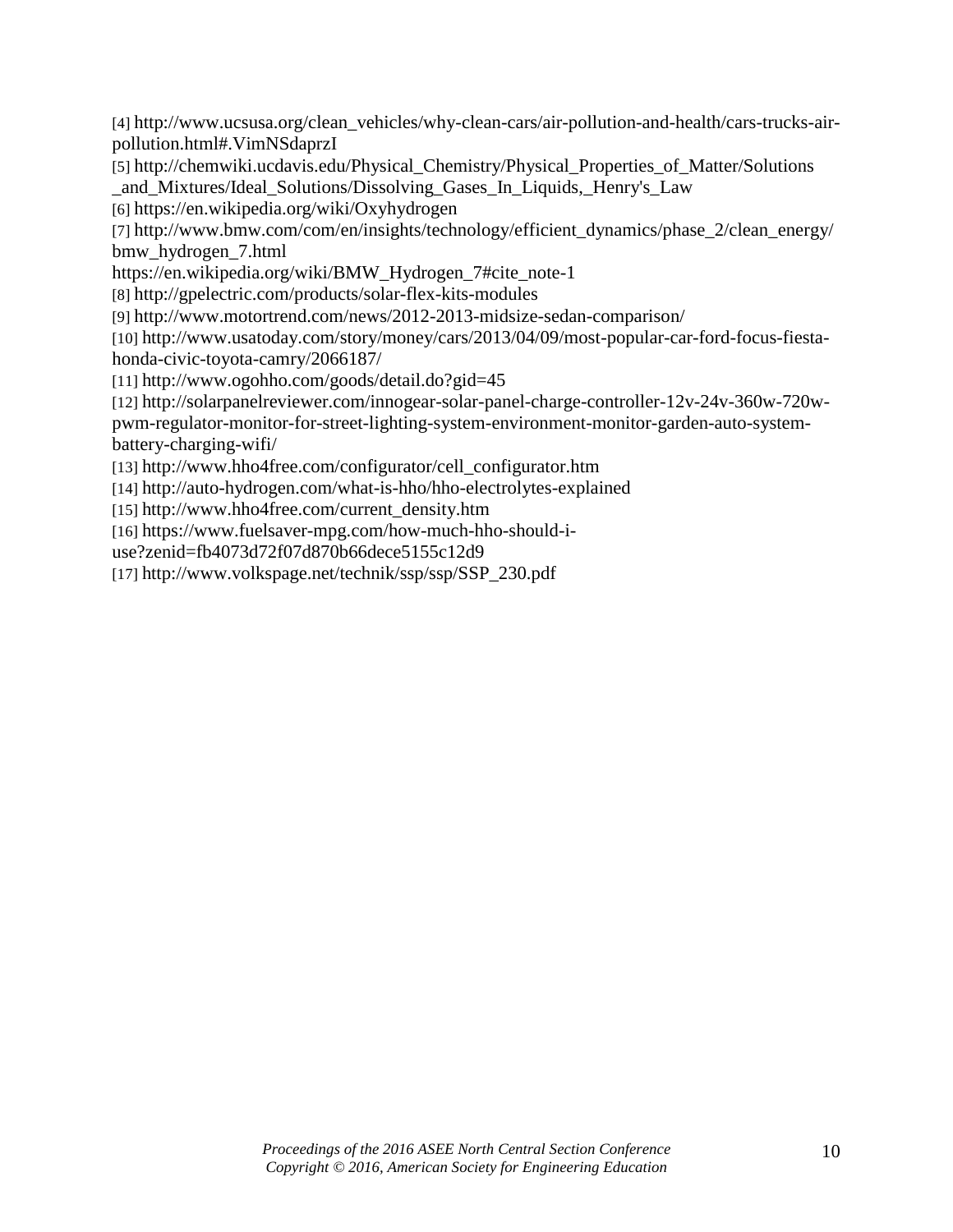[4] http://www.ucsusa.org/clean_vehicles/why-clean-cars/air-pollution-and-health/cars-trucks-air-pollution.html#.VimNSdaprzI

[5] http://chemwiki.ucdavis.edu/Physical_Chemistry/Physical_Properties_of_Matter/Solutions_and_Mixtures/Ideal_Solutions/Dissolving_Gases_In_Liquids,_Henry's_Law

[6] https://en.wikipedia.org/wiki/Oxyhydrogen

[7] http://www.bmw.com/com/en/insights/technology/efficient_dynamics/phase_2/clean_energy/bmw_hydrogen_7.html
https://en.wikipedia.org/wiki/BMW_Hydrogen_7#cite_note-1

[8] http://gpelectric.com/products/solar-flex-kits-modules

[9] http://www.motortrend.com/news/2012-2013-midsize-sedan-comparison/

[10] http://www.usatoday.com/story/money/cars/2013/04/09/most-popular-car-ford-focus-fiesta-honda-civic-toyota-camry/2066187/

[11] http://www.ogohho.com/goods/detail.do?gid=45

[12] http://solarpanelreviewer.com/innogear-solar-panel-charge-controller-12v-24v-360w-720w-pwm-regulator-monitor-for-street-lighting-system-environment-monitor-garden-auto-system-battery-charging-wifi/

[13] http://www.hho4free.com/configurator/cell_configurator.htm

[14] http://auto-hydrogen.com/what-is-hho/hho-electrolytes-explained

[15] http://www.hho4free.com/current_density.htm

[16] https://www.fuelsaver-mpg.com/how-much-hho-should-i-use?zenid=fb4073d72f07d870b66dece5155c12d9

[17] http://www.volkspage.net/technik/ssp/ssp/SSP_230.pdf